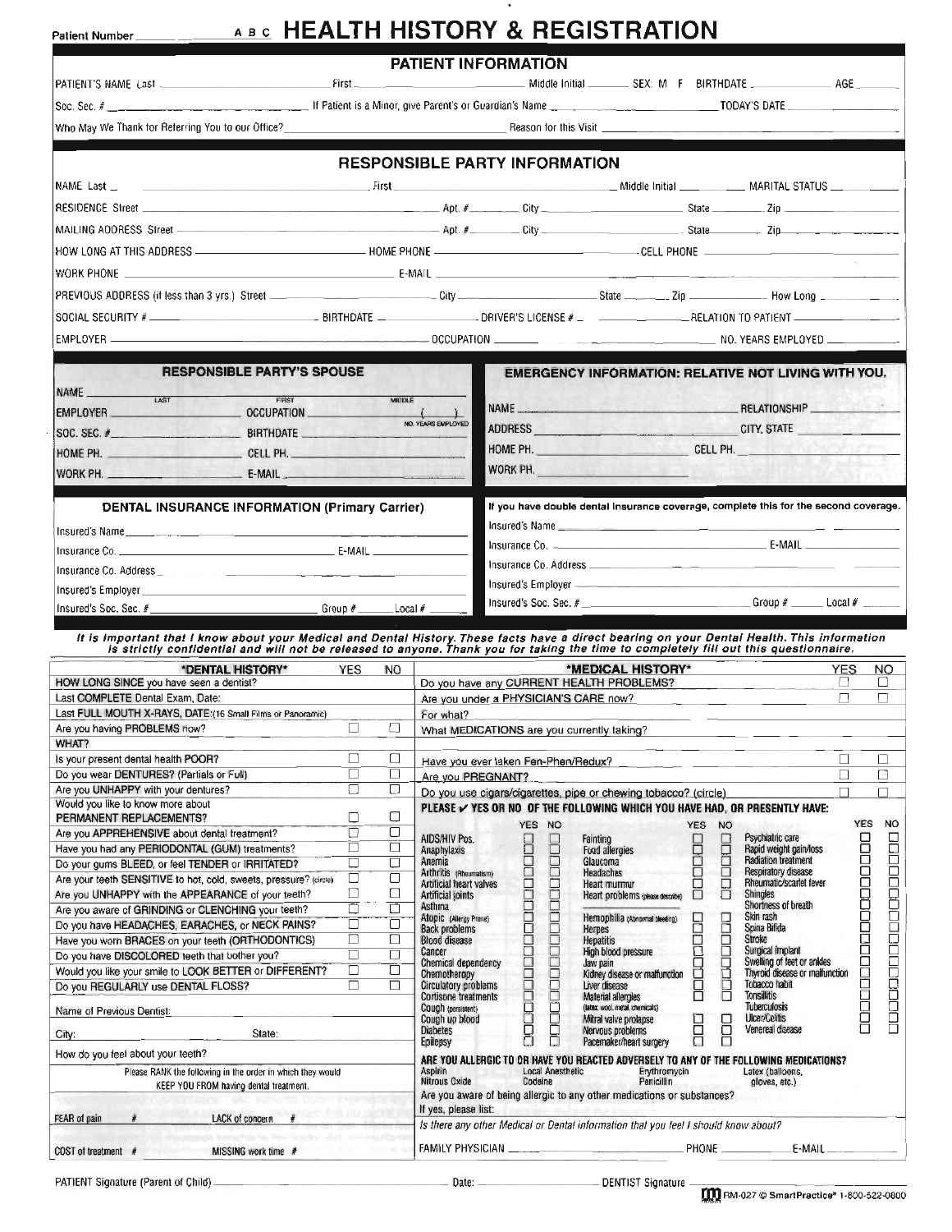Patient Number ______ ABC **HEALTH HISTORY & REGISTRATION**

## PATIENT INFORMATION

PATIENT'S NAME Last ______ First ______ Middle Initial ______ SEX: M F BIRTHDATE ______ AGE ______

Soc. Sec. # ______ If Patient is a Minor, give Parent's or Guardian's Name ______ TODAY'S DATE ______

Who May We Thank for Referring You to our Office? ______ Reason for this Visit ______

## RESPONSIBLE PARTY INFORMATION

NAME Last ______ First ______ Middle Initial ______ MARITAL STATUS ______

RESIDENCE Street ______ Apt. # ______ City ______ State ______ Zip ______

MAILING ADDRESS Street ______ Apt. # ______ City ______ State ______ Zip ______

HOW LONG AT THIS ADDRESS ______ HOME PHONE ______ CELL PHONE ______

WORK PHONE ______ E-MAIL ______

PREVIOUS ADDRESS (if less than 3 yrs.) Street ______ City ______ State ______ Zip ______ How Long ______

SOCIAL SECURITY # ______ BIRTHDATE ______ DRIVER'S LICENSE # ______ RELATION TO PATIENT ______

EMPLOYER ______ OCCUPATION ______ NO. YEARS EMPLOYED ______

### RESPONSIBLE PARTY'S SPOUSE

NAME ______ (LAST / FIRST / MIDDLE)

EMPLOYER ______ OCCUPATION ______ ( ) NO. YEARS EMPLOYED

SOC. SEC. # ______ BIRTHDATE ______

HOME PH. ______ CELL PH. ______

WORK PH. ______ E-MAIL ______

### EMERGENCY INFORMATION: RELATIVE NOT LIVING WITH YOU.

NAME ______ RELATIONSHIP ______

ADDRESS ______ CITY, STATE ______

HOME PH. ______ CELL PH. ______

WORK PH. ______

### DENTAL INSURANCE INFORMATION (Primary Carrier)

Insured's Name ______

Insurance Co. ______ E-MAIL ______

Insurance Co. Address ______

Insured's Employer ______

Insured's Soc. Sec. # ______ Group # ______ Local # ______

### If you have double dental insurance coverage, complete this for the second coverage.

Insured's Name ______

Insurance Co. ______ E-MAIL ______

Insurance Co. Address ______

Insured's Employer ______

Insured's Soc. Sec. # ______ Group # ______ Local # ______

*It is important that I know about your Medical and Dental History. These facts have a direct bearing on your Dental Health. This information is strictly confidential and will not be released to anyone. Thank you for taking the time to completely fill out this questionnaire.*

| *DENTAL HISTORY* | YES | NO |
|---|---|---|
| HOW LONG SINCE you have seen a dentist? | | |
| Last COMPLETE Dental Exam, Date: | | |
| Last FULL MOUTH X-RAYS, DATE:(16 Small Films or Panoramic) | | |
| Are you having PROBLEMS now? | ☐ | ☐ |
| WHAT? | | |
| Is your present dental health POOR? | ☐ | ☐ |
| Do you wear DENTURES? (Partials or Full) | ☐ | ☐ |
| Are you UNHAPPY with your dentures? | ☐ | ☐ |
| Would you like to know more about PERMANENT REPLACEMENTS? | ☐ | ☐ |
| Are you APPREHENSIVE about dental treatment? | ☐ | ☐ |
| Have you had any PERIODONTAL (GUM) treatments? | ☐ | ☐ |
| Do your gums BLEED, or feel TENDER or IRRITATED? | ☐ | ☐ |
| Are your teeth SENSITIVE to hot, cold, sweets, pressure? (circle) | ☐ | ☐ |
| Are you UNHAPPY with the APPEARANCE of your teeth? | ☐ | ☐ |
| Are you aware of GRINDING or CLENCHING your teeth? | ☐ | ☐ |
| Do you have HEADACHES, EARACHES, or NECK PAINS? | ☐ | ☐ |
| Have you worn BRACES on your teeth (ORTHODONTICS) | ☐ | ☐ |
| Do you have DISCOLORED teeth that bother you? | ☐ | ☐ |
| Would you like your smile to LOOK BETTER or DIFFERENT? | ☐ | ☐ |
| Do you REGULARLY use DENTAL FLOSS? | ☐ | ☐ |

Name of Previous Dentist: ______

City: ______ State: ______

How do you feel about your teeth? ______

Please RANK the following in the order in which they would KEEP YOU FROM having dental treatment.

| | |
|---|---|
| FEAR of pain # | LACK of concern # |
| COST of treatment # | MISSING work time # |

| *MEDICAL HISTORY* | YES | NO |
|---|---|---|
| Do you have any CURRENT HEALTH PROBLEMS? | ☐ | ☐ |
| Are you under a PHYSICIAN'S CARE now? | ☐ | ☐ |
| For what? | | |
| What MEDICATIONS are you currently taking? | | |
| Have you ever taken Fen-Phen/Redux? | ☐ | ☐ |
| Are you PREGNANT? | ☐ | ☐ |
| Do you use cigars/cigarettes, pipe or chewing tobacco? (circle) | ☐ | ☐ |

**PLEASE ✔ YES OR NO OF THE FOLLOWING WHICH YOU HAVE HAD, OR PRESENTLY HAVE:**

| | YES | NO | | YES | NO | | YES | NO |
|---|---|---|---|---|---|---|---|---|
| AIDS/HIV Pos. | ☐ | ☐ | Fainting | ☐ | ☐ | Psychiatric care | ☐ | ☐ |
| Anaphylaxis | ☐ | ☐ | Food allergies | ☐ | ☐ | Rapid weight gain/loss | ☐ | ☐ |
| Anemia | ☐ | ☐ | Glaucoma | ☐ | ☐ | Radiation treatment | ☐ | ☐ |
| Arthritis (Rheumatism) | ☐ | ☐ | Headaches | ☐ | ☐ | Respiratory disease | ☐ | ☐ |
| Artificial heart valves | ☐ | ☐ | Heart murmur | ☐ | ☐ | Rheumatic/scarlet fever | ☐ | ☐ |
| Artificial joints | ☐ | ☐ | Heart problems (please describe) | ☐ | ☐ | Shingles | ☐ | ☐ |
| Asthma | ☐ | ☐ | | | | Shortness of breath | ☐ | ☐ |
| Atopic (Allergy Prone) | ☐ | ☐ | Hemophilia (Abnormal bleeding) | ☐ | ☐ | Skin rash | ☐ | ☐ |
| Back problems | ☐ | ☐ | Herpes | ☐ | ☐ | Spina Bifida | ☐ | ☐ |
| Blood disease | ☐ | ☐ | Hepatitis | ☐ | ☐ | Stroke | ☐ | ☐ |
| Cancer | ☐ | ☐ | High blood pressure | ☐ | ☐ | Surgical implant | ☐ | ☐ |
| Chemical dependency | ☐ | ☐ | Jaw pain | ☐ | ☐ | Swelling of feet or ankles | ☐ | ☐ |
| Chemotherapy | ☐ | ☐ | Kidney disease or malfunction | ☐ | ☐ | Thyroid disease or malfunction | ☐ | ☐ |
| Circulatory problems | ☐ | ☐ | Liver disease | ☐ | ☐ | Tobacco habit | ☐ | ☐ |
| Cortisone treatments | ☐ | ☐ | Material allergies (latex, wool, metal, chemicals) | ☐ | ☐ | Tonsillitis | ☐ | ☐ |
| Cough (persistent) | ☐ | ☐ | | | | Tuberculosis | ☐ | ☐ |
| Cough up blood | ☐ | ☐ | Mitral valve prolapse | ☐ | ☐ | Ulcer/Colitis | ☐ | ☐ |
| Diabetes | ☐ | ☐ | Nervous problems | ☐ | ☐ | Venereal disease | ☐ | ☐ |
| Epilepsy | ☐ | ☐ | Pacemaker/heart surgery | ☐ | ☐ | | | |

**ARE YOU ALLERGIC TO OR HAVE YOU REACTED ADVERSELY TO ANY OF THE FOLLOWING MEDICATIONS?**

Aspirin — Local Anesthetic — Erythromycin — Latex (balloons, gloves, etc.)
Nitrous Oxide — Codeine — Penicillin

Are you aware of being allergic to any other medications or substances?

If yes, please list: ______

*Is there any other Medical or Dental information that you feel I should know about?*

FAMILY PHYSICIAN ______ PHONE ______ E-MAIL ______

PATIENT Signature (Parent of Child) ______ Date: ______ DENTIST Signature ______

RM-027 © SmartPractice® 1-800-522-0800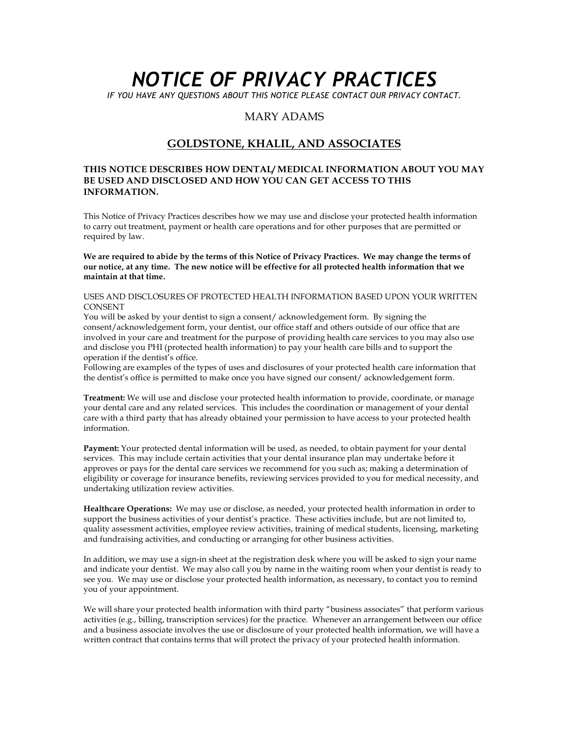# *NOTICE OF PRIVACY PRACTICES*

*IF YOU HAVE ANY QUESTIONS ABOUT THIS NOTICE PLEASE CONTACT OUR PRIVACY CONTACT.*

MARY ADAMS

## GOLDSTONE, KHALIL, AND ASSOCIATES

**THIS NOTICE DESCRIBES HOW DENTAL/ MEDICAL INFORMATION ABOUT YOU MAY BE USED AND DISCLOSED AND HOW YOU CAN GET ACCESS TO THIS INFORMATION.**

This Notice of Privacy Practices describes how we may use and disclose your protected health information to carry out treatment, payment or health care operations and for other purposes that are permitted or required by law.

**We are required to abide by the terms of this Notice of Privacy Practices. We may change the terms of our notice, at any time. The new notice will be effective for all protected health information that we maintain at that time.**

USES AND DISCLOSURES OF PROTECTED HEALTH INFORMATION BASED UPON YOUR WRITTEN CONSENT

You will be asked by your dentist to sign a consent/ acknowledgement form. By signing the consent/acknowledgement form, your dentist, our office staff and others outside of our office that are involved in your care and treatment for the purpose of providing health care services to you may also use and disclose you PHI (protected health information) to pay your health care bills and to support the operation if the dentist's office.

Following are examples of the types of uses and disclosures of your protected health care information that the dentist's office is permitted to make once you have signed our consent/ acknowledgement form.

**Treatment:** We will use and disclose your protected health information to provide, coordinate, or manage your dental care and any related services. This includes the coordination or management of your dental care with a third party that has already obtained your permission to have access to your protected health information.

**Payment:** Your protected dental information will be used, as needed, to obtain payment for your dental services. This may include certain activities that your dental insurance plan may undertake before it approves or pays for the dental care services we recommend for you such as; making a determination of eligibility or coverage for insurance benefits, reviewing services provided to you for medical necessity, and undertaking utilization review activities.

**Healthcare Operations:** We may use or disclose, as needed, your protected health information in order to support the business activities of your dentist's practice. These activities include, but are not limited to, quality assessment activities, employee review activities, training of medical students, licensing, marketing and fundraising activities, and conducting or arranging for other business activities.

In addition, we may use a sign-in sheet at the registration desk where you will be asked to sign your name and indicate your dentist. We may also call you by name in the waiting room when your dentist is ready to see you. We may use or disclose your protected health information, as necessary, to contact you to remind you of your appointment.

We will share your protected health information with third party "business associates" that perform various activities (e.g., billing, transcription services) for the practice. Whenever an arrangement between our office and a business associate involves the use or disclosure of your protected health information, we will have a written contract that contains terms that will protect the privacy of your protected health information.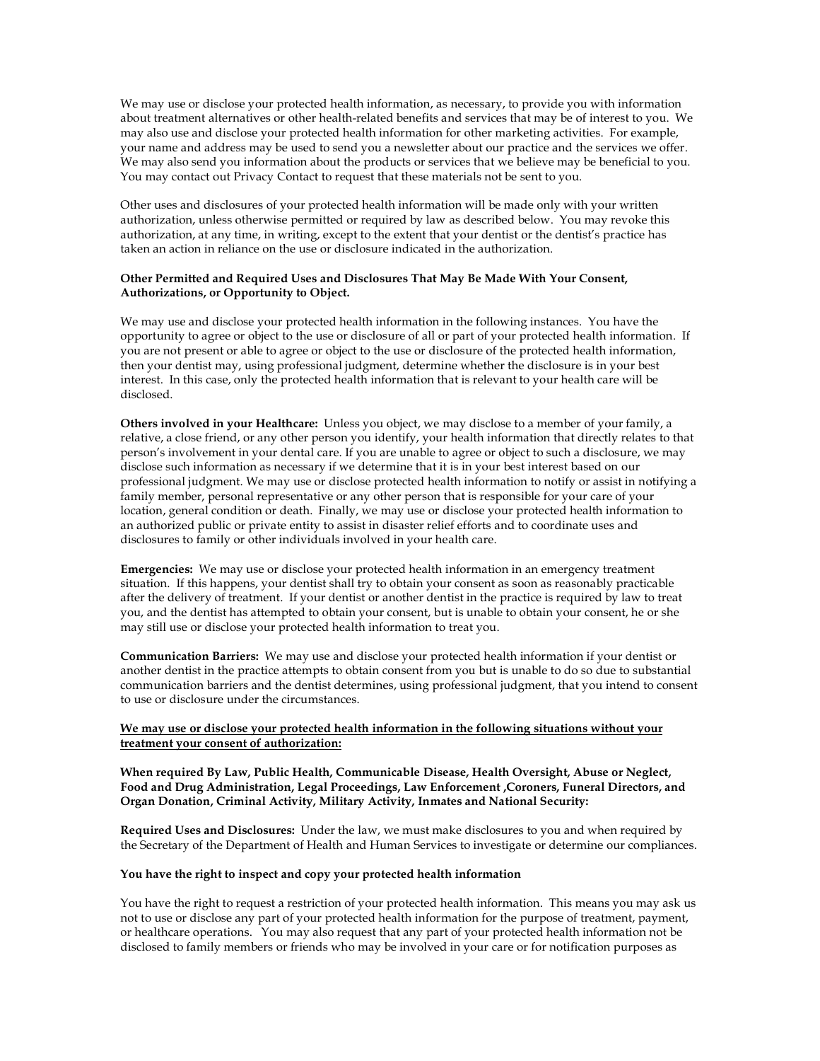We may use or disclose your protected health information, as necessary, to provide you with information about treatment alternatives or other health-related benefits and services that may be of interest to you. We may also use and disclose your protected health information for other marketing activities. For example, your name and address may be used to send you a newsletter about our practice and the services we offer. We may also send you information about the products or services that we believe may be beneficial to you. You may contact out Privacy Contact to request that these materials not be sent to you.

Other uses and disclosures of your protected health information will be made only with your written authorization, unless otherwise permitted or required by law as described below. You may revoke this authorization, at any time, in writing, except to the extent that your dentist or the dentist's practice has taken an action in reliance on the use or disclosure indicated in the authorization.

**Other Permitted and Required Uses and Disclosures That May Be Made With Your Consent, Authorizations, or Opportunity to Object.**

We may use and disclose your protected health information in the following instances. You have the opportunity to agree or object to the use or disclosure of all or part of your protected health information. If you are not present or able to agree or object to the use or disclosure of the protected health information, then your dentist may, using professional judgment, determine whether the disclosure is in your best interest. In this case, only the protected health information that is relevant to your health care will be disclosed.

**Others involved in your Healthcare:** Unless you object, we may disclose to a member of your family, a relative, a close friend, or any other person you identify, your health information that directly relates to that person's involvement in your dental care. If you are unable to agree or object to such a disclosure, we may disclose such information as necessary if we determine that it is in your best interest based on our professional judgment. We may use or disclose protected health information to notify or assist in notifying a family member, personal representative or any other person that is responsible for your care of your location, general condition or death. Finally, we may use or disclose your protected health information to an authorized public or private entity to assist in disaster relief efforts and to coordinate uses and disclosures to family or other individuals involved in your health care.

**Emergencies:** We may use or disclose your protected health information in an emergency treatment situation. If this happens, your dentist shall try to obtain your consent as soon as reasonably practicable after the delivery of treatment. If your dentist or another dentist in the practice is required by law to treat you, and the dentist has attempted to obtain your consent, but is unable to obtain your consent, he or she may still use or disclose your protected health information to treat you.

**Communication Barriers:** We may use and disclose your protected health information if your dentist or another dentist in the practice attempts to obtain consent from you but is unable to do so due to substantial communication barriers and the dentist determines, using professional judgment, that you intend to consent to use or disclosure under the circumstances.

<u>**We may use or disclose your protected health information in the following situations without your treatment your consent of authorization:**</u>

**When required By Law, Public Health, Communicable Disease, Health Oversight, Abuse or Neglect, Food and Drug Administration, Legal Proceedings, Law Enforcement ,Coroners, Funeral Directors, and Organ Donation, Criminal Activity, Military Activity, Inmates and National Security:**

**Required Uses and Disclosures:** Under the law, we must make disclosures to you and when required by the Secretary of the Department of Health and Human Services to investigate or determine our compliances.

**You have the right to inspect and copy your protected health information**

You have the right to request a restriction of your protected health information. This means you may ask us not to use or disclose any part of your protected health information for the purpose of treatment, payment, or healthcare operations. You may also request that any part of your protected health information not be disclosed to family members or friends who may be involved in your care or for notification purposes as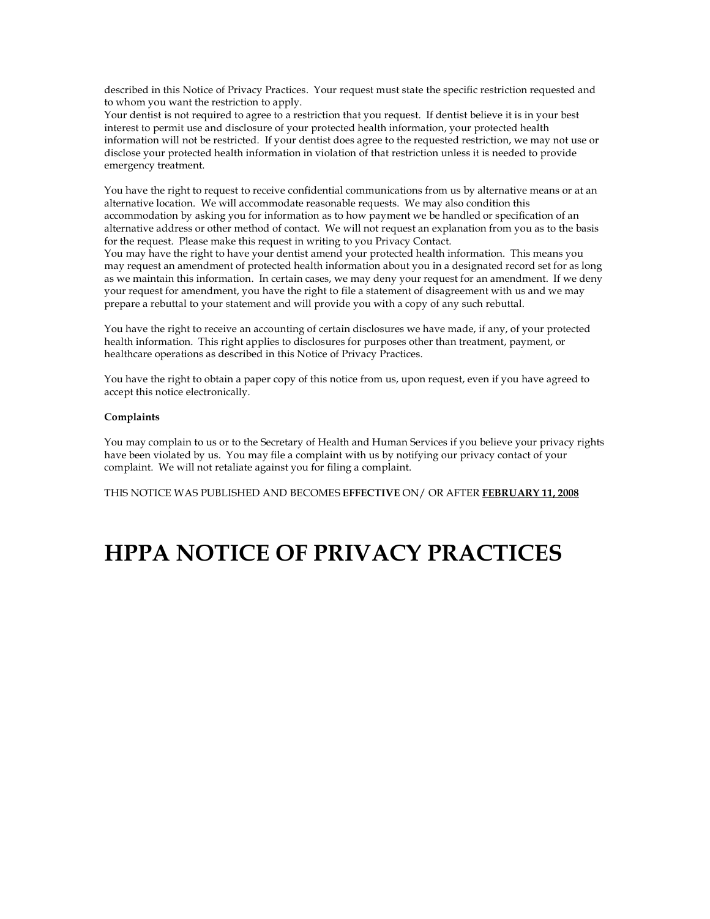described in this Notice of Privacy Practices. Your request must state the specific restriction requested and to whom you want the restriction to apply.
Your dentist is not required to agree to a restriction that you request. If dentist believe it is in your best interest to permit use and disclosure of your protected health information, your protected health information will not be restricted. If your dentist does agree to the requested restriction, we may not use or disclose your protected health information in violation of that restriction unless it is needed to provide emergency treatment.

You have the right to request to receive confidential communications from us by alternative means or at an alternative location. We will accommodate reasonable requests. We may also condition this accommodation by asking you for information as to how payment we be handled or specification of an alternative address or other method of contact. We will not request an explanation from you as to the basis for the request. Please make this request in writing to you Privacy Contact.
You may have the right to have your dentist amend your protected health information. This means you may request an amendment of protected health information about you in a designated record set for as long as we maintain this information. In certain cases, we may deny your request for an amendment. If we deny your request for amendment, you have the right to file a statement of disagreement with us and we may prepare a rebuttal to your statement and will provide you with a copy of any such rebuttal.

You have the right to receive an accounting of certain disclosures we have made, if any, of your protected health information. This right applies to disclosures for purposes other than treatment, payment, or healthcare operations as described in this Notice of Privacy Practices.

You have the right to obtain a paper copy of this notice from us, upon request, even if you have agreed to accept this notice electronically.

**Complaints**

You may complain to us or to the Secretary of Health and Human Services if you believe your privacy rights have been violated by us. You may file a complaint with us by notifying our privacy contact of your complaint. We will not retaliate against you for filing a complaint.

THIS NOTICE WAS PUBLISHED AND BECOMES **EFFECTIVE** ON/ OR AFTER **FEBRUARY 11, 2008**

# HPPA NOTICE OF PRIVACY PRACTICES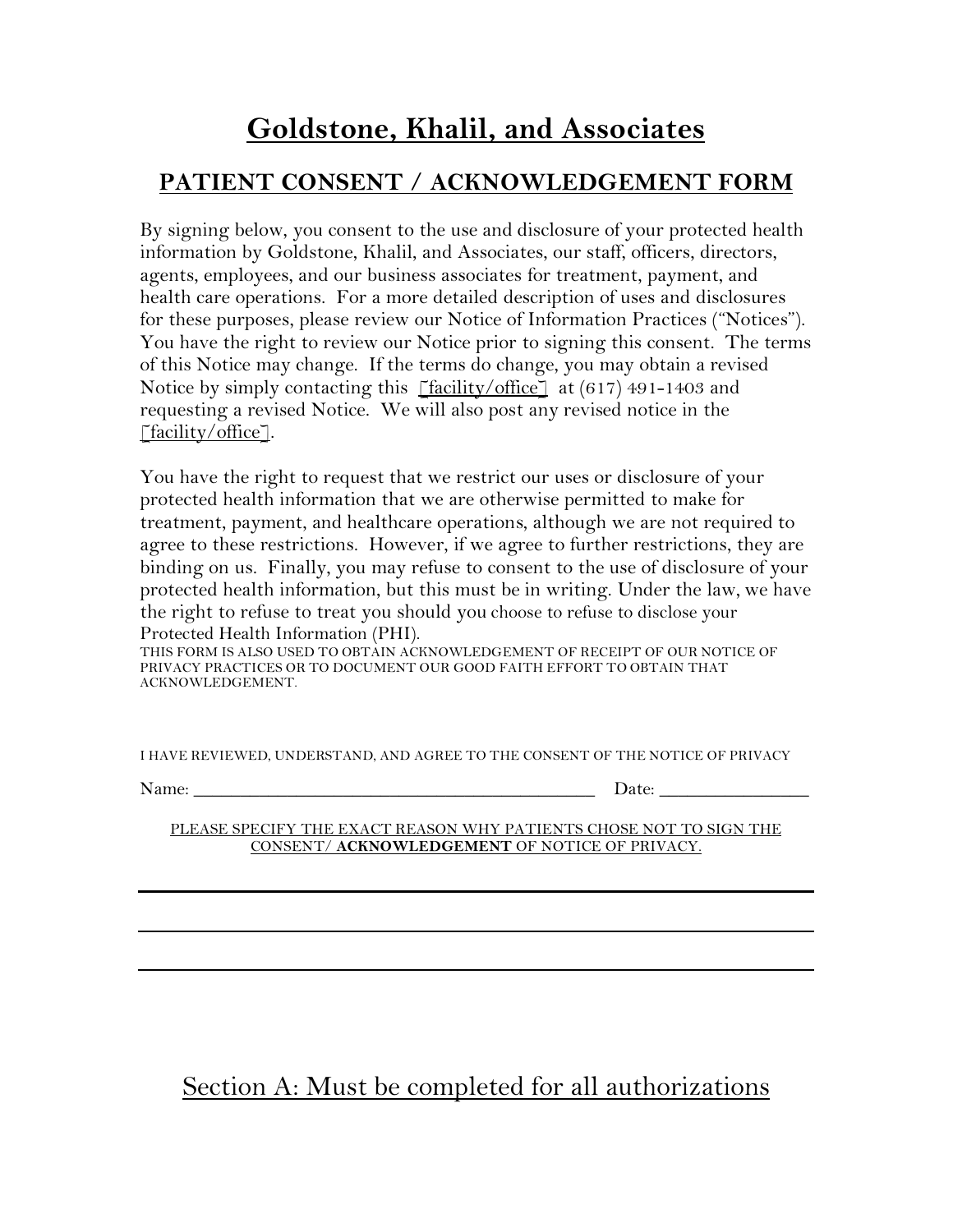# Goldstone, Khalil, and Associates

## PATIENT CONSENT / ACKNOWLEDGEMENT FORM

By signing below, you consent to the use and disclosure of your protected health information by Goldstone, Khalil, and Associates, our staff, officers, directors, agents, employees, and our business associates for treatment, payment, and health care operations. For a more detailed description of uses and disclosures for these purposes, please review our Notice of Information Practices ("Notices"). You have the right to review our Notice prior to signing this consent. The terms of this Notice may change. If the terms do change, you may obtain a revised Notice by simply contacting this [facility/office] at (617) 491-1403 and requesting a revised Notice. We will also post any revised notice in the [facility/office].

You have the right to request that we restrict our uses or disclosure of your protected health information that we are otherwise permitted to make for treatment, payment, and healthcare operations, although we are not required to agree to these restrictions. However, if we agree to further restrictions, they are binding on us. Finally, you may refuse to consent to the use of disclosure of your protected health information, but this must be in writing. Under the law, we have the right to refuse to treat you should you choose to refuse to disclose your Protected Health Information (PHI).

THIS FORM IS ALSO USED TO OBTAIN ACKNOWLEDGEMENT OF RECEIPT OF OUR NOTICE OF PRIVACY PRACTICES OR TO DOCUMENT OUR GOOD FAITH EFFORT TO OBTAIN THAT ACKNOWLEDGEMENT.

I HAVE REVIEWED, UNDERSTAND, AND AGREE TO THE CONSENT OF THE NOTICE OF PRIVACY

Name: ____________________________________________ Date: ________________

PLEASE SPECIFY THE EXACT REASON WHY PATIENTS CHOSE NOT TO SIGN THE CONSENT/ **ACKNOWLEDGEMENT** OF NOTICE OF PRIVACY.

______________________________________________________________________

______________________________________________________________________

______________________________________________________________________

## Section A: Must be completed for all authorizations